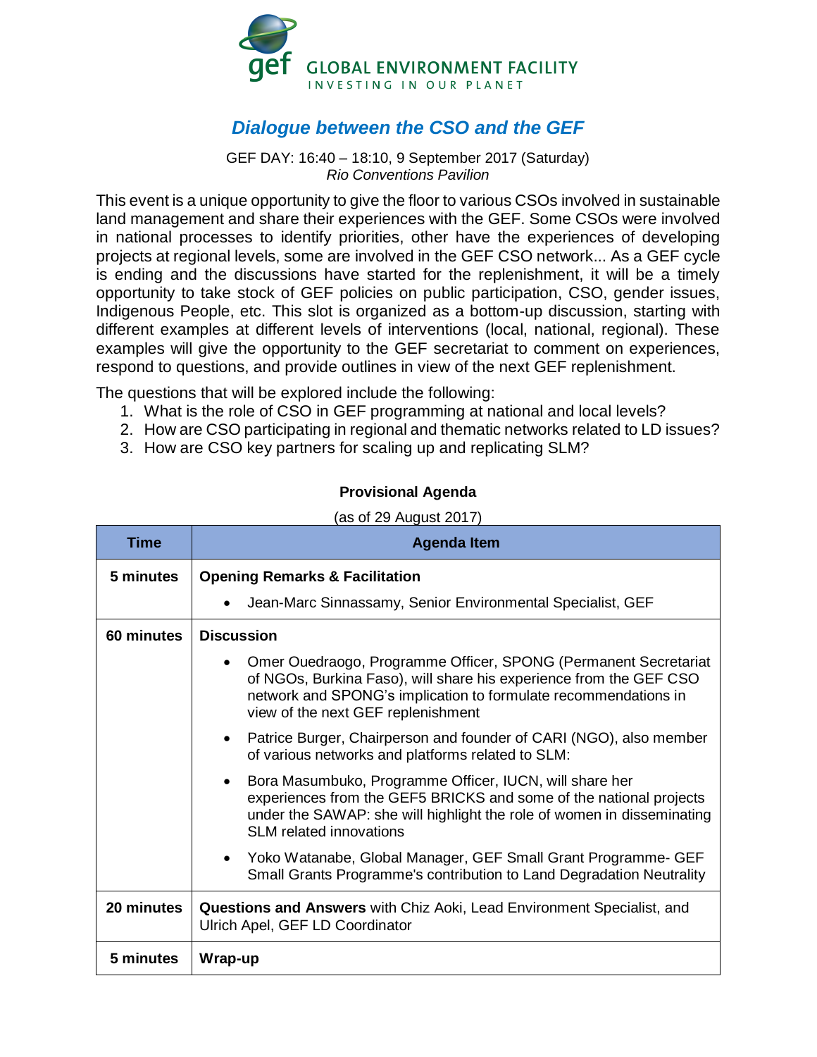GLOBAL ENVIRONMENT FACILITY
INVESTING IN OUR PLANET

# *Dialogue between the CSO and the GEF*

GEF DAY: 16:40 – 18:10, 9 September 2017 (Saturday)
*Rio Conventions Pavilion*

This event is a unique opportunity to give the floor to various CSOs involved in sustainable land management and share their experiences with the GEF. Some CSOs were involved in national processes to identify priorities, other have the experiences of developing projects at regional levels, some are involved in the GEF CSO network... As a GEF cycle is ending and the discussions have started for the replenishment, it will be a timely opportunity to take stock of GEF policies on public participation, CSO, gender issues, Indigenous People, etc. This slot is organized as a bottom-up discussion, starting with different examples at different levels of interventions (local, national, regional). These examples will give the opportunity to the GEF secretariat to comment on experiences, respond to questions, and provide outlines in view of the next GEF replenishment.

The questions that will be explored include the following:

1. What is the role of CSO in GEF programming at national and local levels?
2. How are CSO participating in regional and thematic networks related to LD issues?
3. How are CSO key partners for scaling up and replicating SLM?

**Provisional Agenda**

(as of 29 August 2017)

| Time | Agenda Item |
|---|---|
| **5 minutes** | **Opening Remarks & Facilitation**<br>• Jean-Marc Sinnassamy, Senior Environmental Specialist, GEF |
| **60 minutes** | **Discussion**<br>• Omer Ouedraogo, Programme Officer, SPONG (Permanent Secretariat of NGOs, Burkina Faso), will share his experience from the GEF CSO network and SPONG's implication to formulate recommendations in view of the next GEF replenishment<br>• Patrice Burger, Chairperson and founder of CARI (NGO), also member of various networks and platforms related to SLM:<br>• Bora Masumbuko, Programme Officer, IUCN, will share her experiences from the GEF5 BRICKS and some of the national projects under the SAWAP: she will highlight the role of women in disseminating SLM related innovations<br>• Yoko Watanabe, Global Manager, GEF Small Grant Programme- GEF Small Grants Programme's contribution to Land Degradation Neutrality |
| **20 minutes** | **Questions and Answers** with Chiz Aoki, Lead Environment Specialist, and Ulrich Apel, GEF LD Coordinator |
| **5 minutes** | **Wrap-up** |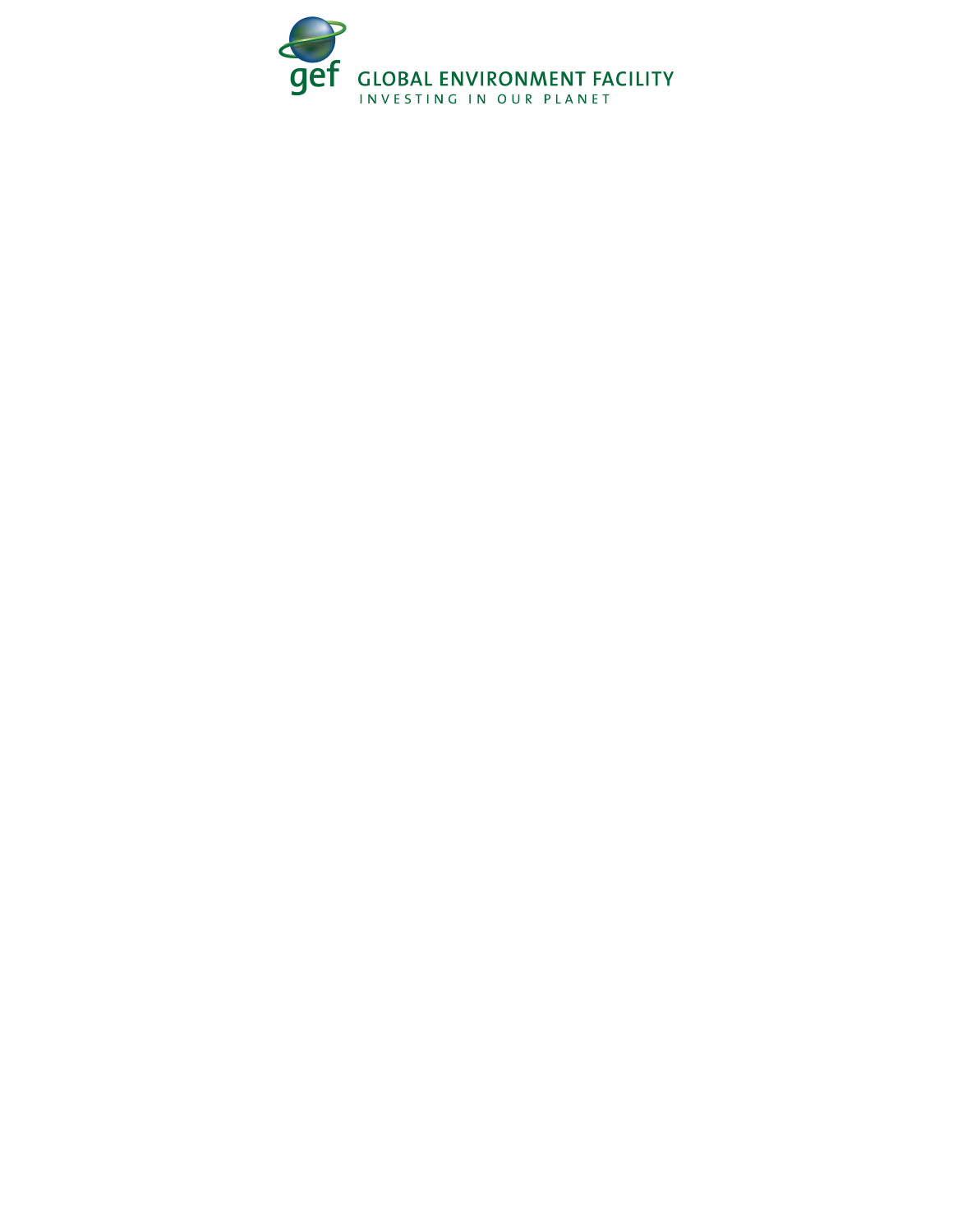GLOBAL ENVIRONMENT FACILITY

INVESTING IN OUR PLANET